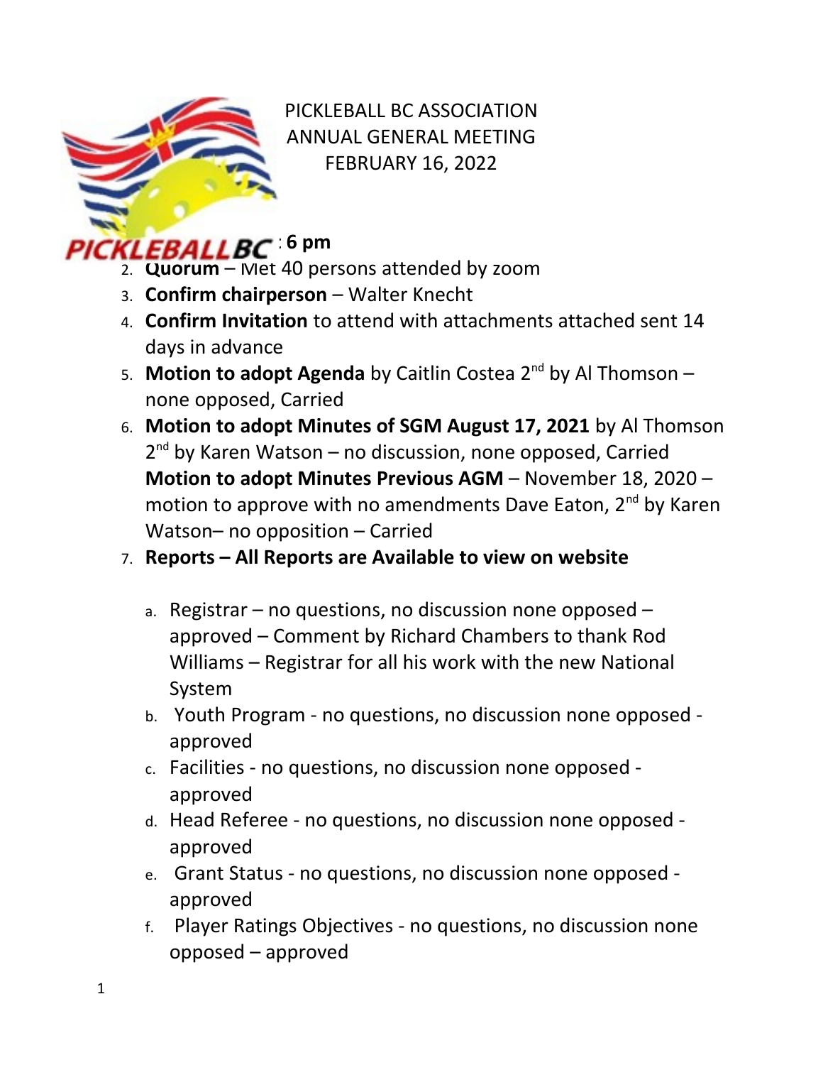PICKLEBALL BC ASSOCIATION
ANNUAL GENERAL MEETING
FEBRUARY 16, 2022

1. : 6 pm
2. **Quorum** – Met 40 persons attended by zoom
3. **Confirm chairperson** – Walter Knecht
4. **Confirm Invitation** to attend with attachments attached sent 14 days in advance
5. **Motion to adopt Agenda** by Caitlin Costea 2nd by Al Thomson – none opposed, Carried
6. **Motion to adopt Minutes of SGM August 17, 2021** by Al Thomson 2nd by Karen Watson – no discussion, none opposed, Carried
   **Motion to adopt Minutes Previous AGM** – November 18, 2020 – motion to approve with no amendments Dave Eaton, 2nd by Karen Watson– no opposition – Carried
7. **Reports – All Reports are Available to view on website**

   a. Registrar – no questions, no discussion none opposed – approved – Comment by Richard Chambers to thank Rod Williams – Registrar for all his work with the new National System
   b. Youth Program - no questions, no discussion none opposed - approved
   c. Facilities - no questions, no discussion none opposed - approved
   d. Head Referee - no questions, no discussion none opposed - approved
   e. Grant Status - no questions, no discussion none opposed - approved
   f. Player Ratings Objectives - no questions, no discussion none opposed – approved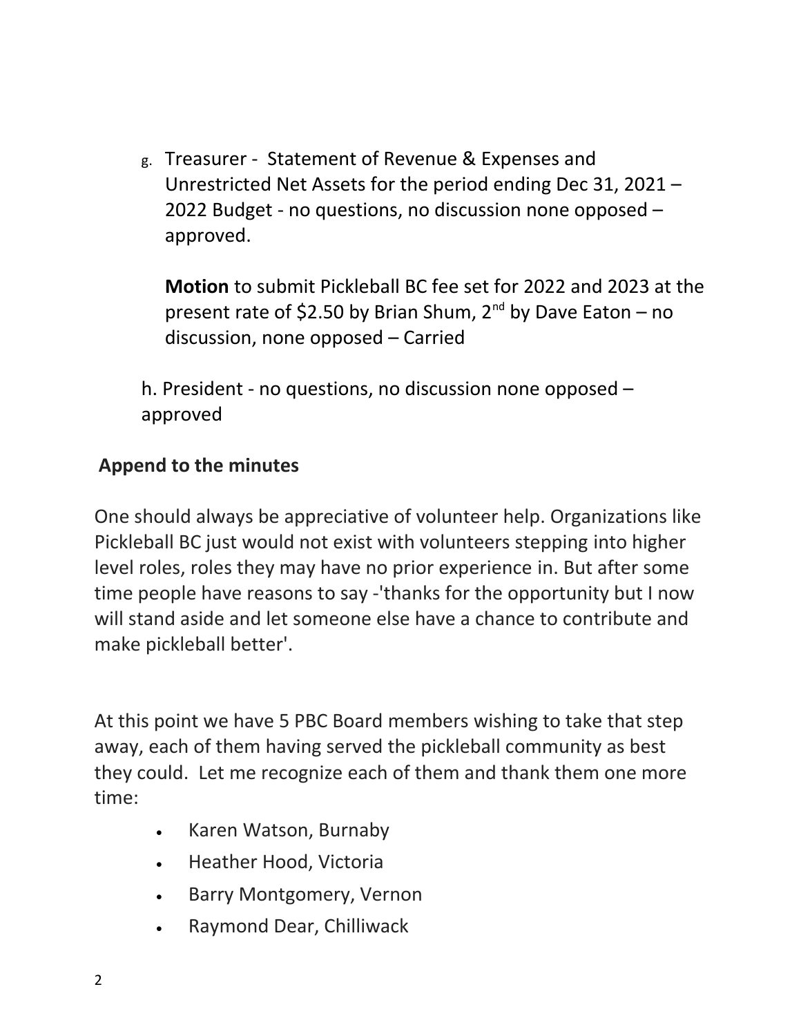g. Treasurer - Statement of Revenue & Expenses and Unrestricted Net Assets for the period ending Dec 31, 2021 – 2022 Budget - no questions, no discussion none opposed – approved.

   **Motion** to submit Pickleball BC fee set for 2022 and 2023 at the present rate of $2.50 by Brian Shum, 2nd by Dave Eaton – no discussion, none opposed – Carried

h. President - no questions, no discussion none opposed – approved

**Append to the minutes**

One should always be appreciative of volunteer help. Organizations like Pickleball BC just would not exist with volunteers stepping into higher level roles, roles they may have no prior experience in. But after some time people have reasons to say -'thanks for the opportunity but I now will stand aside and let someone else have a chance to contribute and make pickleball better'.

At this point we have 5 PBC Board members wishing to take that step away, each of them having served the pickleball community as best they could. Let me recognize each of them and thank them one more time:

- Karen Watson, Burnaby
- Heather Hood, Victoria
- Barry Montgomery, Vernon
- Raymond Dear, Chilliwack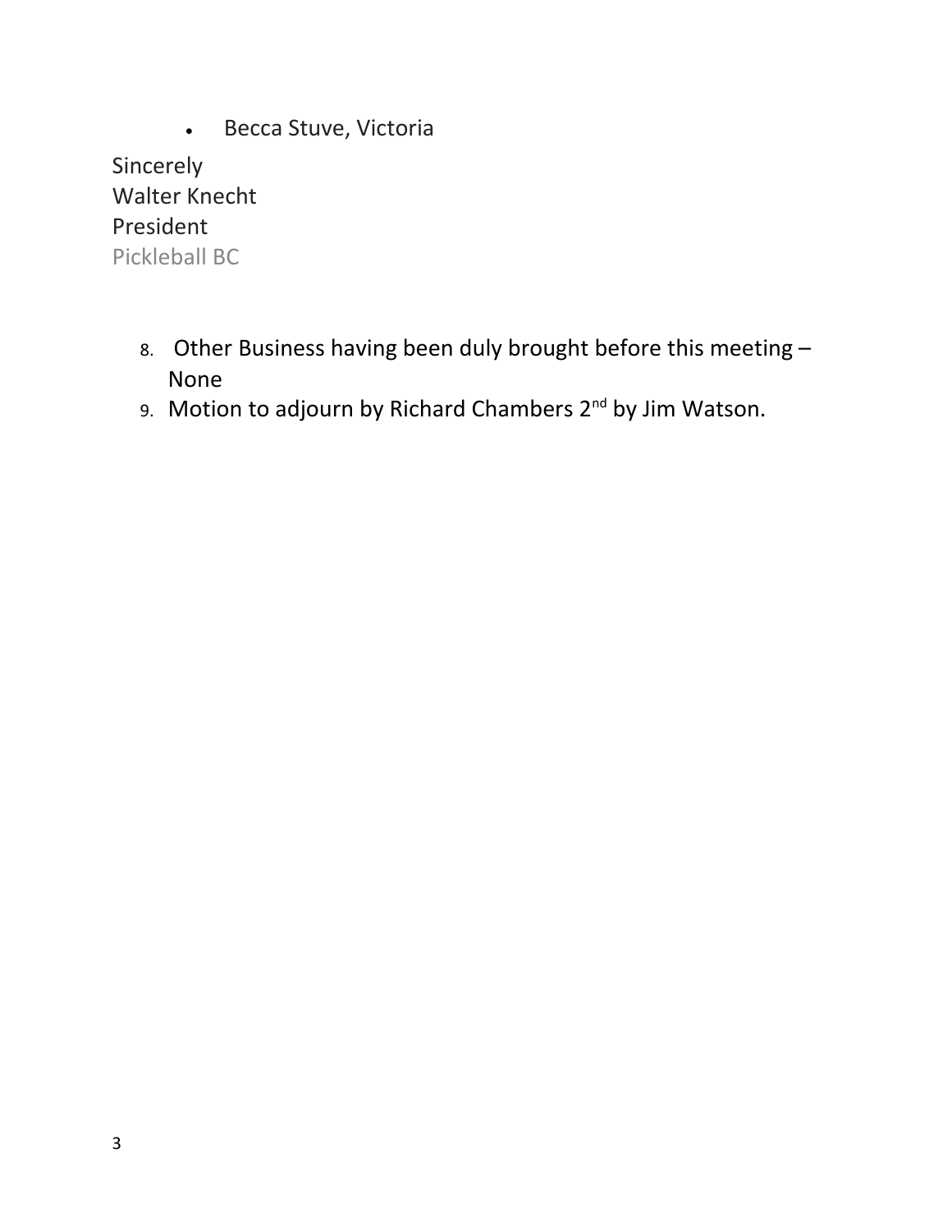- Becca Stuve, Victoria

Sincerely
Walter Knecht
President
Pickleball BC

8. Other Business having been duly brought before this meeting – None
9. Motion to adjourn by Richard Chambers 2nd by Jim Watson.